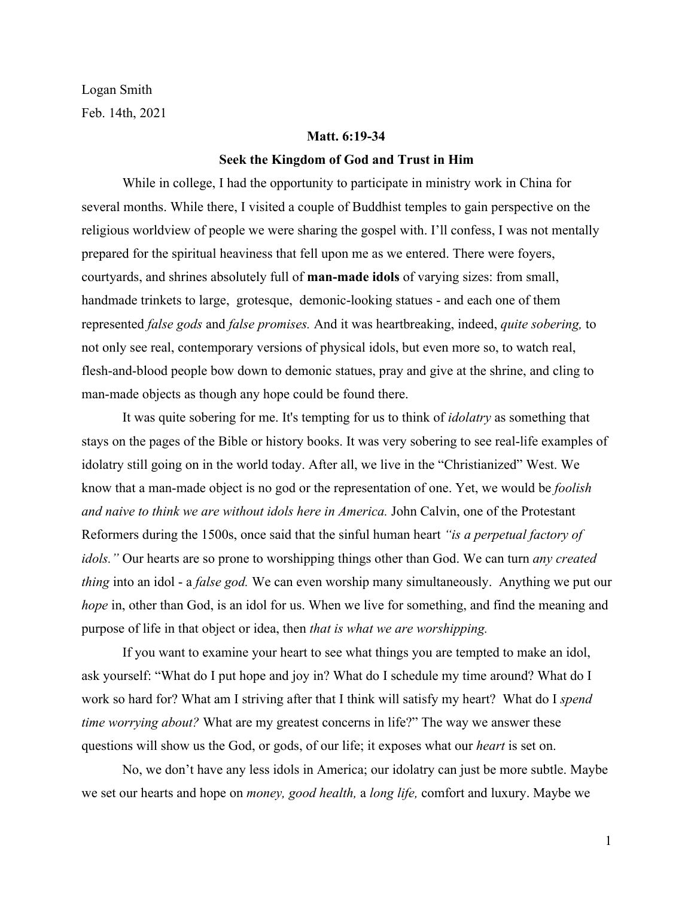Logan Smith

Feb. 14th, 2021

**Matt. 6:19-34**

**Seek the Kingdom of God and Trust in Him**

While in college, I had the opportunity to participate in ministry work in China for several months. While there, I visited a couple of Buddhist temples to gain perspective on the religious worldview of people we were sharing the gospel with. I'll confess, I was not mentally prepared for the spiritual heaviness that fell upon me as we entered. There were foyers, courtyards, and shrines absolutely full of **man-made idols** of varying sizes: from small, handmade trinkets to large, grotesque, demonic-looking statues - and each one of them represented *false gods* and *false promises.* And it was heartbreaking, indeed, *quite sobering,* to not only see real, contemporary versions of physical idols, but even more so, to watch real, flesh-and-blood people bow down to demonic statues, pray and give at the shrine, and cling to man-made objects as though any hope could be found there.

It was quite sobering for me. It's tempting for us to think of *idolatry* as something that stays on the pages of the Bible or history books. It was very sobering to see real-life examples of idolatry still going on in the world today. After all, we live in the "Christianized" West. We know that a man-made object is no god or the representation of one. Yet, we would be *foolish and naive to think we are without idols here in America.* John Calvin, one of the Protestant Reformers during the 1500s, once said that the sinful human heart *"is a perpetual factory of idols."* Our hearts are so prone to worshipping things other than God. We can turn *any created thing* into an idol - a *false god.* We can even worship many simultaneously. Anything we put our *hope* in, other than God, is an idol for us. When we live for something, and find the meaning and purpose of life in that object or idea, then *that is what we are worshipping.*

If you want to examine your heart to see what things you are tempted to make an idol, ask yourself: "What do I put hope and joy in? What do I schedule my time around? What do I work so hard for? What am I striving after that I think will satisfy my heart? What do I *spend time worrying about?* What are my greatest concerns in life?" The way we answer these questions will show us the God, or gods, of our life; it exposes what our *heart* is set on.

No, we don't have any less idols in America; our idolatry can just be more subtle. Maybe we set our hearts and hope on *money, good health,* a *long life,* comfort and luxury. Maybe we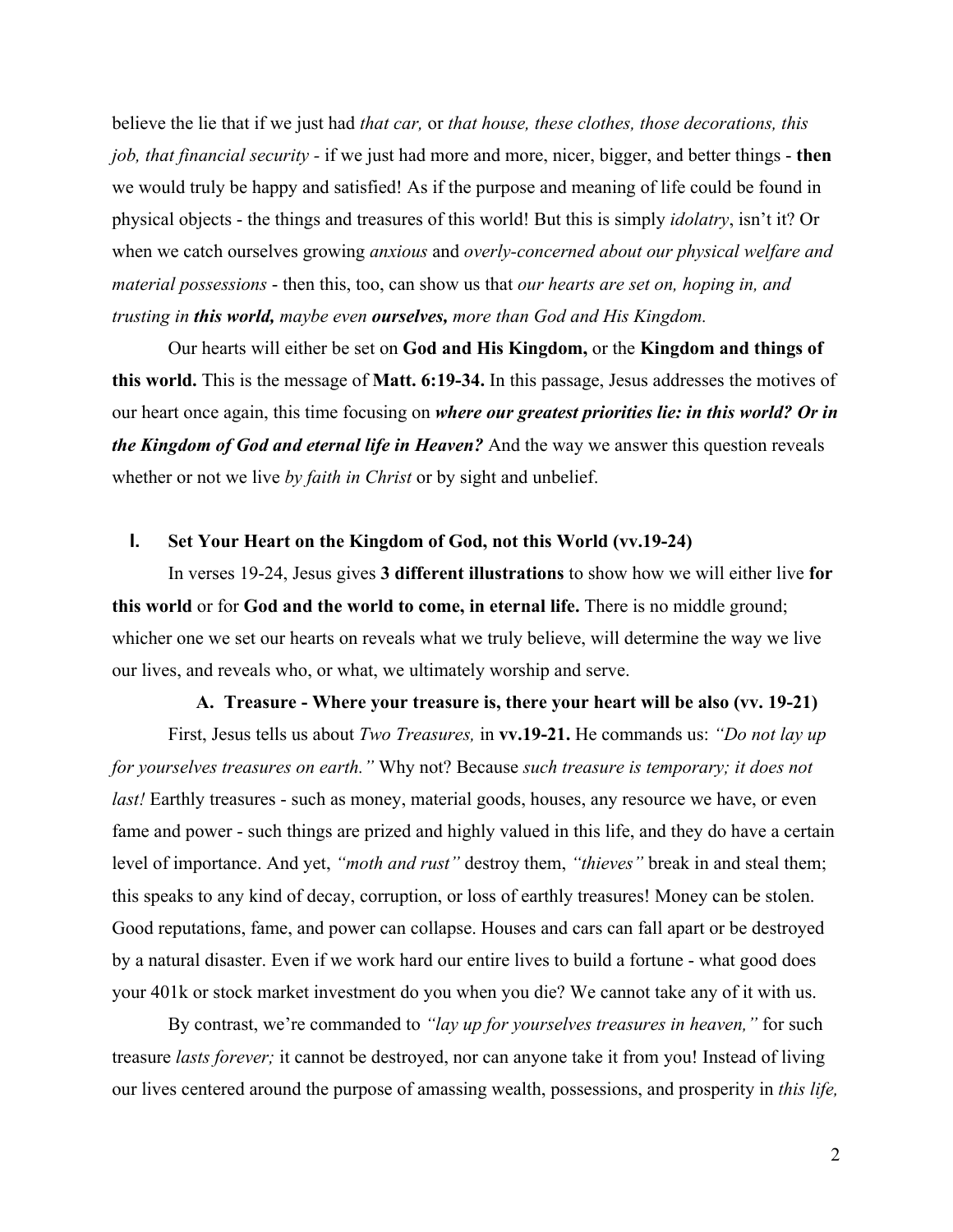believe the lie that if we just had *that car,* or *that house, these clothes, those decorations, this job, that financial security* - if we just had more and more, nicer, bigger, and better things - **then** we would truly be happy and satisfied! As if the purpose and meaning of life could be found in physical objects - the things and treasures of this world! But this is simply *idolatry*, isn't it? Or when we catch ourselves growing *anxious* and *overly-concerned about our physical welfare and material possessions* - then this, too, can show us that *our hearts are set on, hoping in, and trusting in **this world,** maybe even **ourselves,** more than God and His Kingdom.*

Our hearts will either be set on **God and His Kingdom,** or the **Kingdom and things of this world.** This is the message of **Matt. 6:19-34.** In this passage, Jesus addresses the motives of our heart once again, this time focusing on ***where our greatest priorities lie: in this world? Or in the Kingdom of God and eternal life in Heaven?*** And the way we answer this question reveals whether or not we live *by faith in Christ* or by sight and unbelief.

## I. Set Your Heart on the Kingdom of God, not this World (vv.19-24)

In verses 19-24, Jesus gives **3 different illustrations** to show how we will either live **for this world** or for **God and the world to come, in eternal life.** There is no middle ground; whicher one we set our hearts on reveals what we truly believe, will determine the way we live our lives, and reveals who, or what, we ultimately worship and serve.

### A. Treasure - Where your treasure is, there your heart will be also (vv. 19-21)

First, Jesus tells us about *Two Treasures,* in **vv.19-21.** He commands us: *"Do not lay up for yourselves treasures on earth."* Why not? Because *such treasure is temporary; it does not last!* Earthly treasures - such as money, material goods, houses, any resource we have, or even fame and power - such things are prized and highly valued in this life, and they do have a certain level of importance. And yet, *"moth and rust"* destroy them, *"thieves"* break in and steal them; this speaks to any kind of decay, corruption, or loss of earthly treasures! Money can be stolen. Good reputations, fame, and power can collapse. Houses and cars can fall apart or be destroyed by a natural disaster. Even if we work hard our entire lives to build a fortune - what good does your 401k or stock market investment do you when you die? We cannot take any of it with us.

By contrast, we're commanded to *"lay up for yourselves treasures in heaven,"* for such treasure *lasts forever;* it cannot be destroyed, nor can anyone take it from you! Instead of living our lives centered around the purpose of amassing wealth, possessions, and prosperity in *this life,*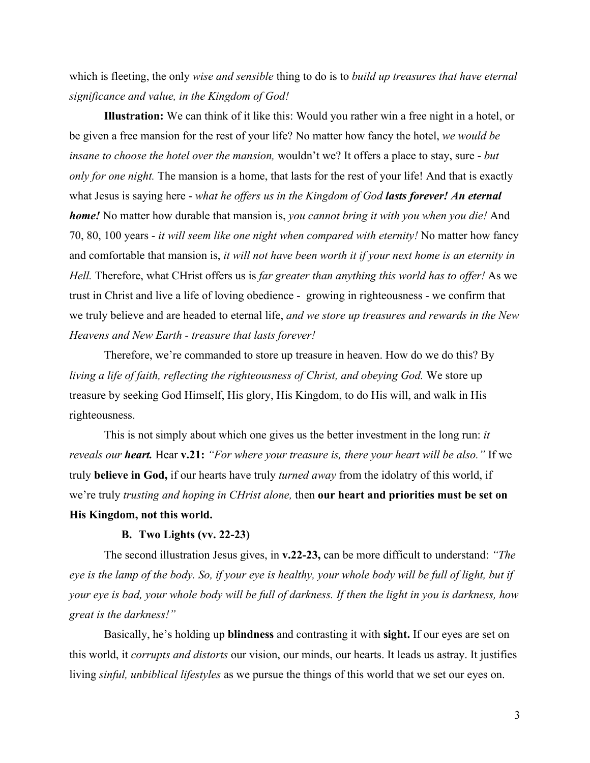which is fleeting, the only *wise and sensible* thing to do is to *build up treasures that have eternal significance and value, in the Kingdom of God!*

**Illustration:** We can think of it like this: Would you rather win a free night in a hotel, or be given a free mansion for the rest of your life? No matter how fancy the hotel, *we would be insane to choose the hotel over the mansion,* wouldn't we? It offers a place to stay, sure - *but only for one night.* The mansion is a home, that lasts for the rest of your life! And that is exactly what Jesus is saying here - *what he offers us in the Kingdom of God **lasts forever! An eternal home!*** No matter how durable that mansion is, *you cannot bring it with you when you die!* And 70, 80, 100 years - *it will seem like one night when compared with eternity!* No matter how fancy and comfortable that mansion is, *it will not have been worth it if your next home is an eternity in Hell.* Therefore, what CHrist offers us is *far greater than anything this world has to offer!* As we trust in Christ and live a life of loving obedience - growing in righteousness - we confirm that we truly believe and are headed to eternal life, *and we store up treasures and rewards in the New Heavens and New Earth - treasure that lasts forever!*

Therefore, we're commanded to store up treasure in heaven. How do we do this? By *living a life of faith, reflecting the righteousness of Christ, and obeying God.* We store up treasure by seeking God Himself, His glory, His Kingdom, to do His will, and walk in His righteousness.

This is not simply about which one gives us the better investment in the long run: *it reveals our **heart.*** Hear **v.21:** *"For where your treasure is, there your heart will be also."* If we truly **believe in God,** if our hearts have truly *turned away* from the idolatry of this world, if we're truly *trusting and hoping in CHrist alone,* then **our heart and priorities must be set on His Kingdom, not this world.**

### B. Two Lights (vv. 22-23)

The second illustration Jesus gives, in **v.22-23,** can be more difficult to understand: *"The eye is the lamp of the body. So, if your eye is healthy, your whole body will be full of light, but if your eye is bad, your whole body will be full of darkness. If then the light in you is darkness, how great is the darkness!"*

Basically, he's holding up **blindness** and contrasting it with **sight.** If our eyes are set on this world, it *corrupts and distorts* our vision, our minds, our hearts. It leads us astray. It justifies living *sinful, unbiblical lifestyles* as we pursue the things of this world that we set our eyes on.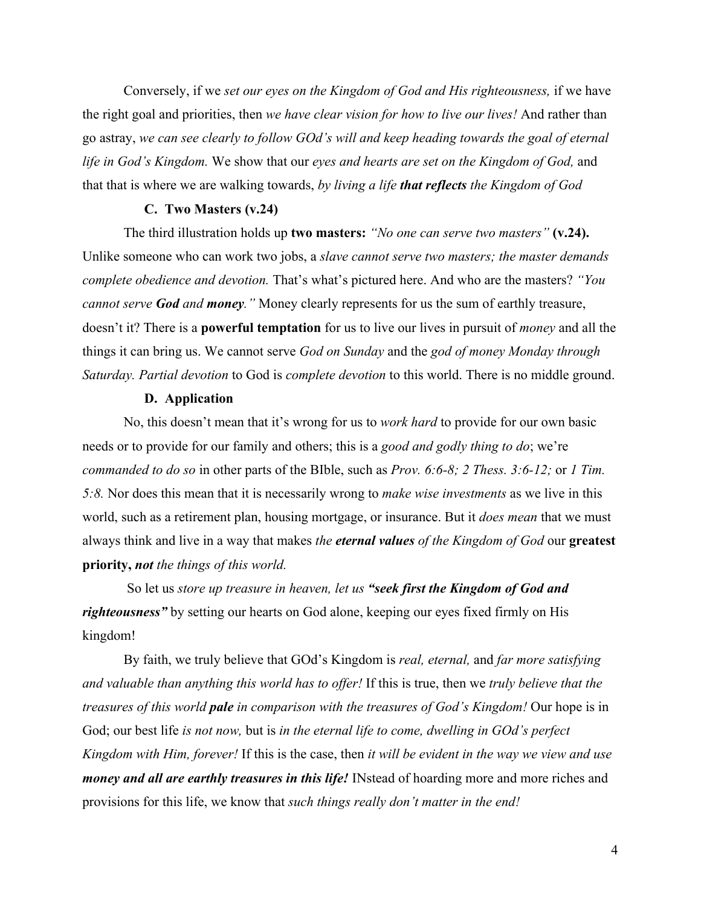Conversely, if we *set our eyes on the Kingdom of God and His righteousness,* if we have the right goal and priorities, then *we have clear vision for how to live our lives!* And rather than go astray, *we can see clearly to follow GOd's will and keep heading towards the goal of eternal life in God's Kingdom.* We show that our *eyes and hearts are set on the Kingdom of God,* and that that is where we are walking towards, *by living a life **that reflects** the Kingdom of God*

### C. Two Masters (v.24)

The third illustration holds up **two masters:** *"No one can serve two masters"* **(v.24).** Unlike someone who can work two jobs, a *slave cannot serve two masters; the master demands complete obedience and devotion.* That's what's pictured here. And who are the masters? *"You cannot serve **God** and **money**."* Money clearly represents for us the sum of earthly treasure, doesn't it? There is a **powerful temptation** for us to live our lives in pursuit of *money* and all the things it can bring us. We cannot serve *God on Sunday* and the *god of money Monday through Saturday. Partial devotion* to God is *complete devotion* to this world. There is no middle ground.

### D. Application

No, this doesn't mean that it's wrong for us to *work hard* to provide for our own basic needs or to provide for our family and others; this is a *good and godly thing to do*; we're *commanded to do so* in other parts of the BIble, such as *Prov. 6:6-8; 2 Thess. 3:6-12;* or *1 Tim. 5:8.* Nor does this mean that it is necessarily wrong to *make wise investments* as we live in this world, such as a retirement plan, housing mortgage, or insurance. But it *does mean* that we must always think and live in a way that makes *the **eternal values** of the Kingdom of God* our **greatest priority,** ***not*** *the things of this world.*

So let us *store up treasure in heaven, let us **"seek first the Kingdom of God and righteousness"*** by setting our hearts on God alone, keeping our eyes fixed firmly on His kingdom!

By faith, we truly believe that GOd's Kingdom is *real, eternal,* and *far more satisfying and valuable than anything this world has to offer!* If this is true, then we *truly believe that the treasures of this world **pale** in comparison with the treasures of God's Kingdom!* Our hope is in God; our best life *is not now,* but is *in the eternal life to come, dwelling in GOd's perfect Kingdom with Him, forever!* If this is the case, then *it will be evident in the way we view and use **money and all are earthly treasures in this life!*** INstead of hoarding more and more riches and provisions for this life, we know that *such things really don't matter in the end!*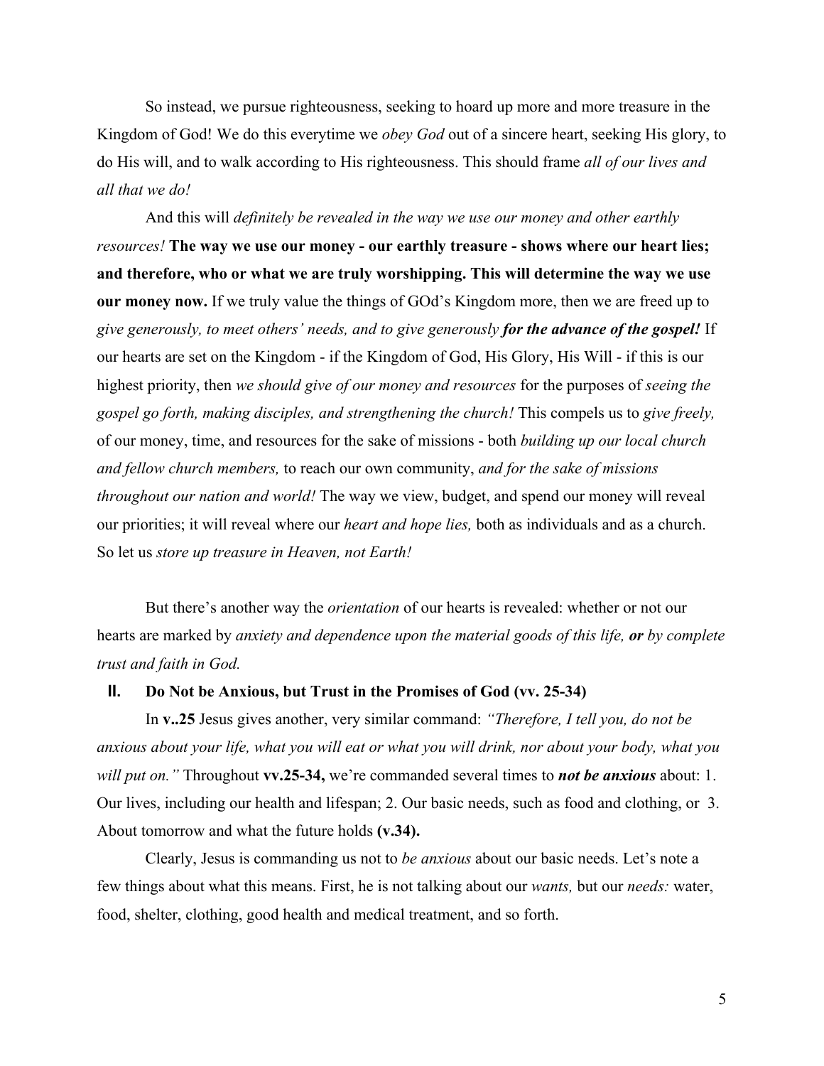So instead, we pursue righteousness, seeking to hoard up more and more treasure in the Kingdom of God! We do this everytime we *obey God* out of a sincere heart, seeking His glory, to do His will, and to walk according to His righteousness. This should frame *all of our lives and all that we do!*

And this will *definitely be revealed in the way we use our money and other earthly resources!* **The way we use our money - our earthly treasure - shows where our heart lies; and therefore, who or what we are truly worshipping. This will determine the way we use our money now.** If we truly value the things of GOd's Kingdom more, then we are freed up to *give generously, to meet others' needs, and to give generously **for the advance of the gospel!*** If our hearts are set on the Kingdom - if the Kingdom of God, His Glory, His Will - if this is our highest priority, then *we should give of our money and resources* for the purposes of *seeing the gospel go forth, making disciples, and strengthening the church!* This compels us to *give freely,* of our money, time, and resources for the sake of missions - both *building up our local church and fellow church members,* to reach our own community, *and for the sake of missions throughout our nation and world!* The way we view, budget, and spend our money will reveal our priorities; it will reveal where our *heart and hope lies,* both as individuals and as a church. So let us *store up treasure in Heaven, not Earth!*

But there's another way the *orientation* of our hearts is revealed: whether or not our hearts are marked by *anxiety and dependence upon the material goods of this life,* ***or*** *by complete trust and faith in God.*

## II. Do Not be Anxious, but Trust in the Promises of God (vv. 25-34)

In **v..25** Jesus gives another, very similar command: *"Therefore, I tell you, do not be anxious about your life, what you will eat or what you will drink, nor about your body, what you will put on."* Throughout **vv.25-34,** we're commanded several times to ***not be anxious*** about: 1. Our lives, including our health and lifespan; 2. Our basic needs, such as food and clothing, or 3. About tomorrow and what the future holds **(v.34).**

Clearly, Jesus is commanding us not to *be anxious* about our basic needs. Let's note a few things about what this means. First, he is not talking about our *wants,* but our *needs:* water, food, shelter, clothing, good health and medical treatment, and so forth.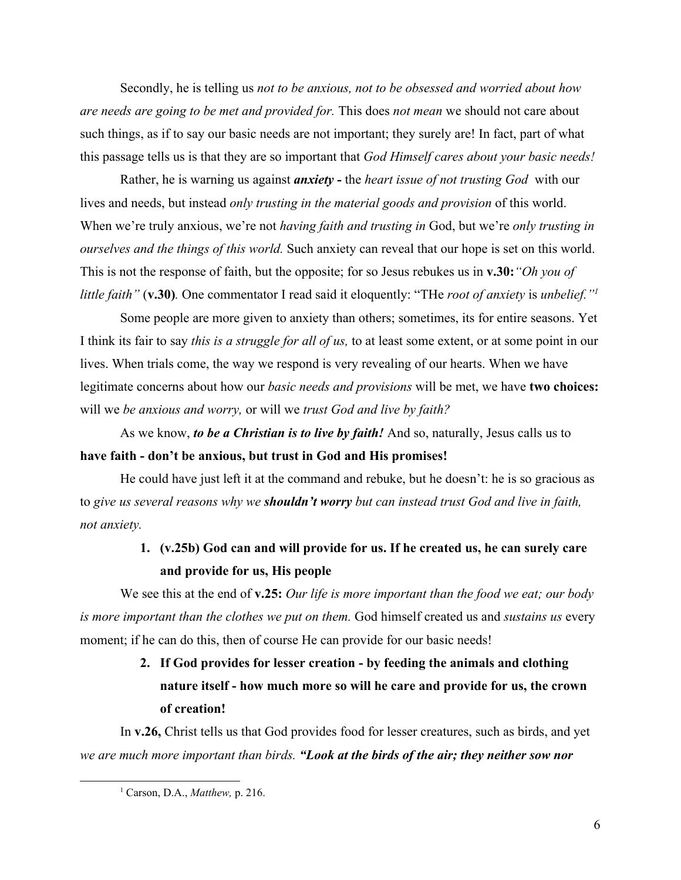Secondly, he is telling us *not to be anxious, not to be obsessed and worried about how are needs are going to be met and provided for.* This does *not mean* we should not care about such things, as if to say our basic needs are not important; they surely are! In fact, part of what this passage tells us is that they are so important that *God Himself cares about your basic needs!*

Rather, he is warning us against ***anxiety -*** the *heart issue of not trusting God* with our lives and needs, but instead *only trusting in the material goods and provision* of this world. When we're truly anxious, we're not *having faith and trusting in* God, but we're *only trusting in ourselves and the things of this world.* Such anxiety can reveal that our hope is set on this world. This is not the response of faith, but the opposite; for so Jesus rebukes us in **v.30:***"Oh you of little faith"* (**v.30)***.* One commentator I read said it eloquently: "THe *root of anxiety* is *unbelief."*[1]

Some people are more given to anxiety than others; sometimes, its for entire seasons. Yet I think its fair to say *this is a struggle for all of us,* to at least some extent, or at some point in our lives. When trials come, the way we respond is very revealing of our hearts. When we have legitimate concerns about how our *basic needs and provisions* will be met, we have **two choices:** will we *be anxious and worry,* or will we *trust God and live by faith?*

As we know, ***to be a Christian is to live by faith!*** And so, naturally, Jesus calls us to **have faith - don't be anxious, but trust in God and His promises!**

He could have just left it at the command and rebuke, but he doesn't: he is so gracious as to *give us several reasons why we* ***shouldn't worry*** *but can instead trust God and live in faith, not anxiety.*

1. **(v.25b) God can and will provide for us. If he created us, he can surely care and provide for us, His people**

We see this at the end of **v.25:** *Our life is more important than the food we eat; our body is more important than the clothes we put on them.* God himself created us and *sustains us* every moment; if he can do this, then of course He can provide for our basic needs!

2. **If God provides for lesser creation - by feeding the animals and clothing nature itself - how much more so will he care and provide for us, the crown of creation!**

In **v.26,** Christ tells us that God provides food for lesser creatures, such as birds, and yet *we are much more important than birds.* ***"Look at the birds of the air; they neither sow nor***

---

[1] Carson, D.A., *Matthew,* p. 216.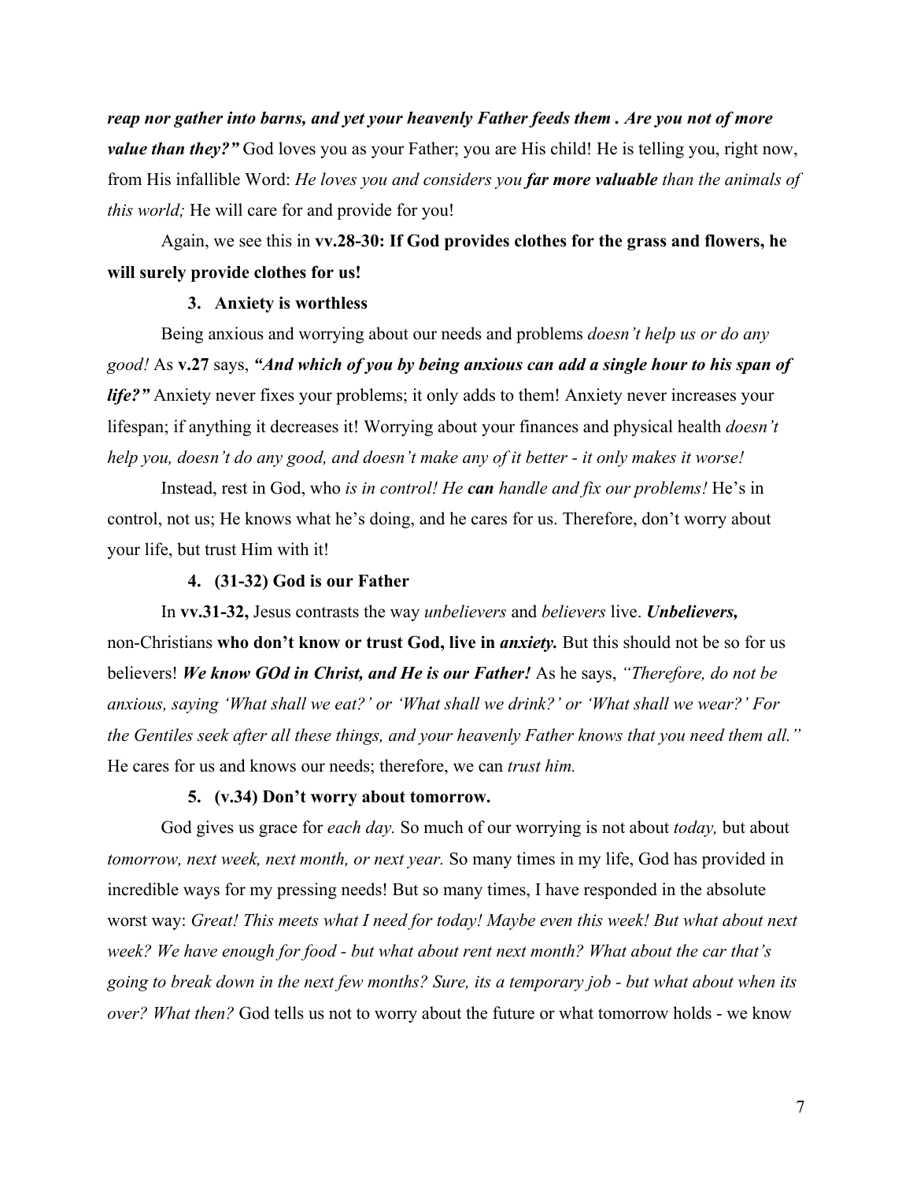***reap nor gather into barns, and yet your heavenly Father feeds them . Are you not of more value than they?"*** God loves you as your Father; you are His child! He is telling you, right now, from His infallible Word: *He loves you and considers you **far more valuable** than the animals of this world;* He will care for and provide for you!

Again, we see this in **vv.28-30: If God provides clothes for the grass and flowers, he will surely provide clothes for us!**

**3. Anxiety is worthless**

Being anxious and worrying about our needs and problems *doesn't help us or do any good!* As **v.27** says, ***"And which of you by being anxious can add a single hour to his span of life?"*** Anxiety never fixes your problems; it only adds to them! Anxiety never increases your lifespan; if anything it decreases it! Worrying about your finances and physical health *doesn't help you, doesn't do any good, and doesn't make any of it better - it only makes it worse!*

Instead, rest in God, who *is in control! He **can** handle and fix our problems!* He's in control, not us; He knows what he's doing, and he cares for us. Therefore, don't worry about your life, but trust Him with it!

**4. (31-32) God is our Father**

In **vv.31-32,** Jesus contrasts the way *unbelievers* and *believers* live. ***Unbelievers,*** non-Christians **who don't know or trust God, live in *anxiety.*** But this should not be so for us believers! ***We know GOd in Christ, and He is our Father!*** As he says, *"Therefore, do not be anxious, saying 'What shall we eat?' or 'What shall we drink?' or 'What shall we wear?' For the Gentiles seek after all these things, and your heavenly Father knows that you need them all."* He cares for us and knows our needs; therefore, we can *trust him.*

**5. (v.34) Don't worry about tomorrow.**

God gives us grace for *each day.* So much of our worrying is not about *today,* but about *tomorrow, next week, next month, or next year.* So many times in my life, God has provided in incredible ways for my pressing needs! But so many times, I have responded in the absolute worst way: *Great! This meets what I need for today! Maybe even this week! But what about next week? We have enough for food - but what about rent next month? What about the car that's going to break down in the next few months? Sure, its a temporary job - but what about when its over? What then?* God tells us not to worry about the future or what tomorrow holds - we know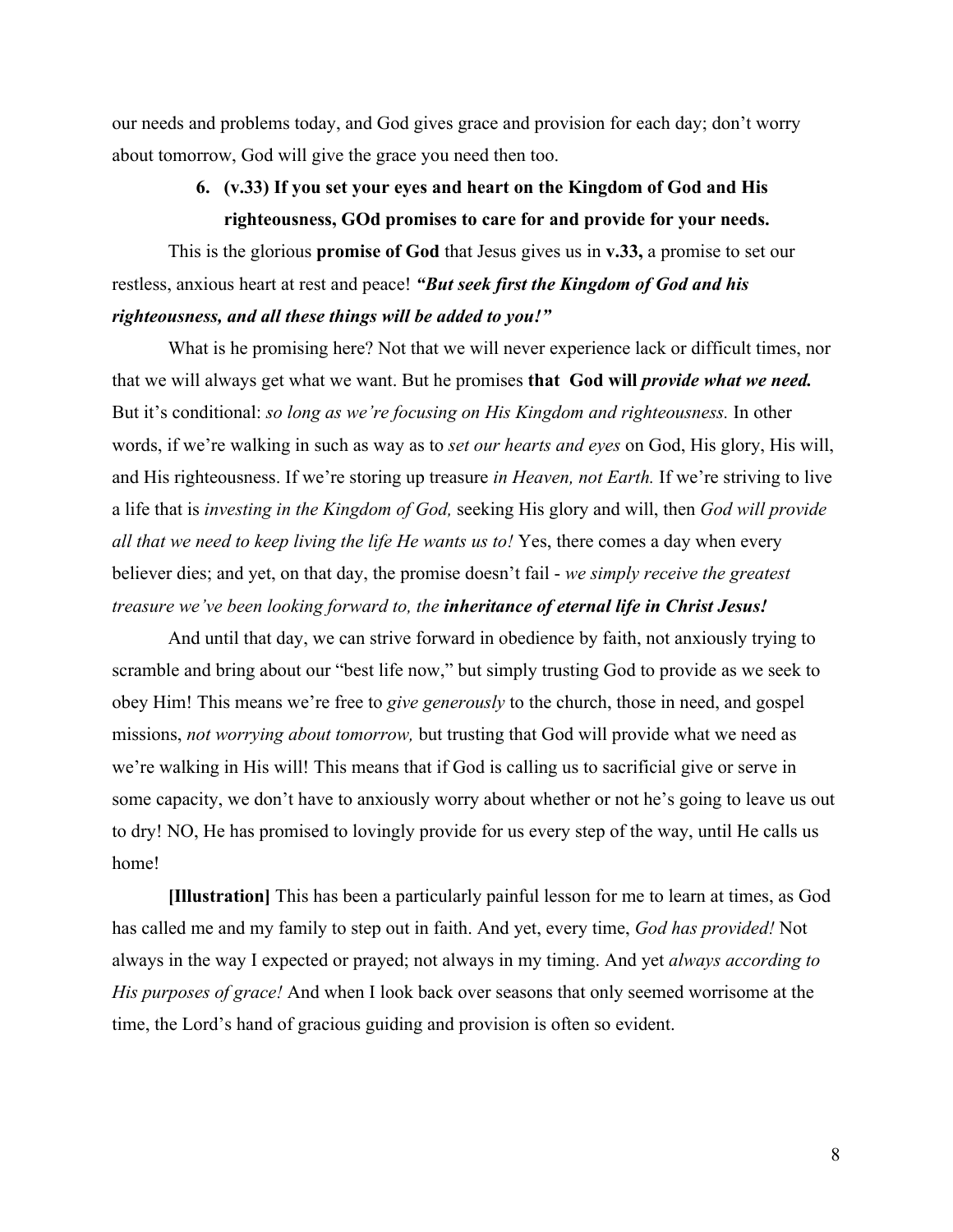our needs and problems today, and God gives grace and provision for each day; don't worry about tomorrow, God will give the grace you need then too.

6. **(v.33) If you set your eyes and heart on the Kingdom of God and His righteousness, GOd promises to care for and provide for your needs.**

This is the glorious **promise of God** that Jesus gives us in **v.33,** a promise to set our restless, anxious heart at rest and peace! ***"But seek first the Kingdom of God and his righteousness, and all these things will be added to you!"***

What is he promising here? Not that we will never experience lack or difficult times, nor that we will always get what we want. But he promises **that God will** ***provide what we need.*** But it's conditional: *so long as we're focusing on His Kingdom and righteousness.* In other words, if we're walking in such as way as to *set our hearts and eyes* on God, His glory, His will, and His righteousness. If we're storing up treasure *in Heaven, not Earth.* If we're striving to live a life that is *investing in the Kingdom of God,* seeking His glory and will, then *God will provide all that we need to keep living the life He wants us to!* Yes, there comes a day when every believer dies; and yet, on that day, the promise doesn't fail - *we simply receive the greatest treasure we've been looking forward to, the* ***inheritance of eternal life in Christ Jesus!***

And until that day, we can strive forward in obedience by faith, not anxiously trying to scramble and bring about our "best life now," but simply trusting God to provide as we seek to obey Him! This means we're free to *give generously* to the church, those in need, and gospel missions, *not worrying about tomorrow,* but trusting that God will provide what we need as we're walking in His will! This means that if God is calling us to sacrificial give or serve in some capacity, we don't have to anxiously worry about whether or not he's going to leave us out to dry! NO, He has promised to lovingly provide for us every step of the way, until He calls us home!

**[Illustration]** This has been a particularly painful lesson for me to learn at times, as God has called me and my family to step out in faith. And yet, every time, *God has provided!* Not always in the way I expected or prayed; not always in my timing. And yet *always according to His purposes of grace!* And when I look back over seasons that only seemed worrisome at the time, the Lord's hand of gracious guiding and provision is often so evident.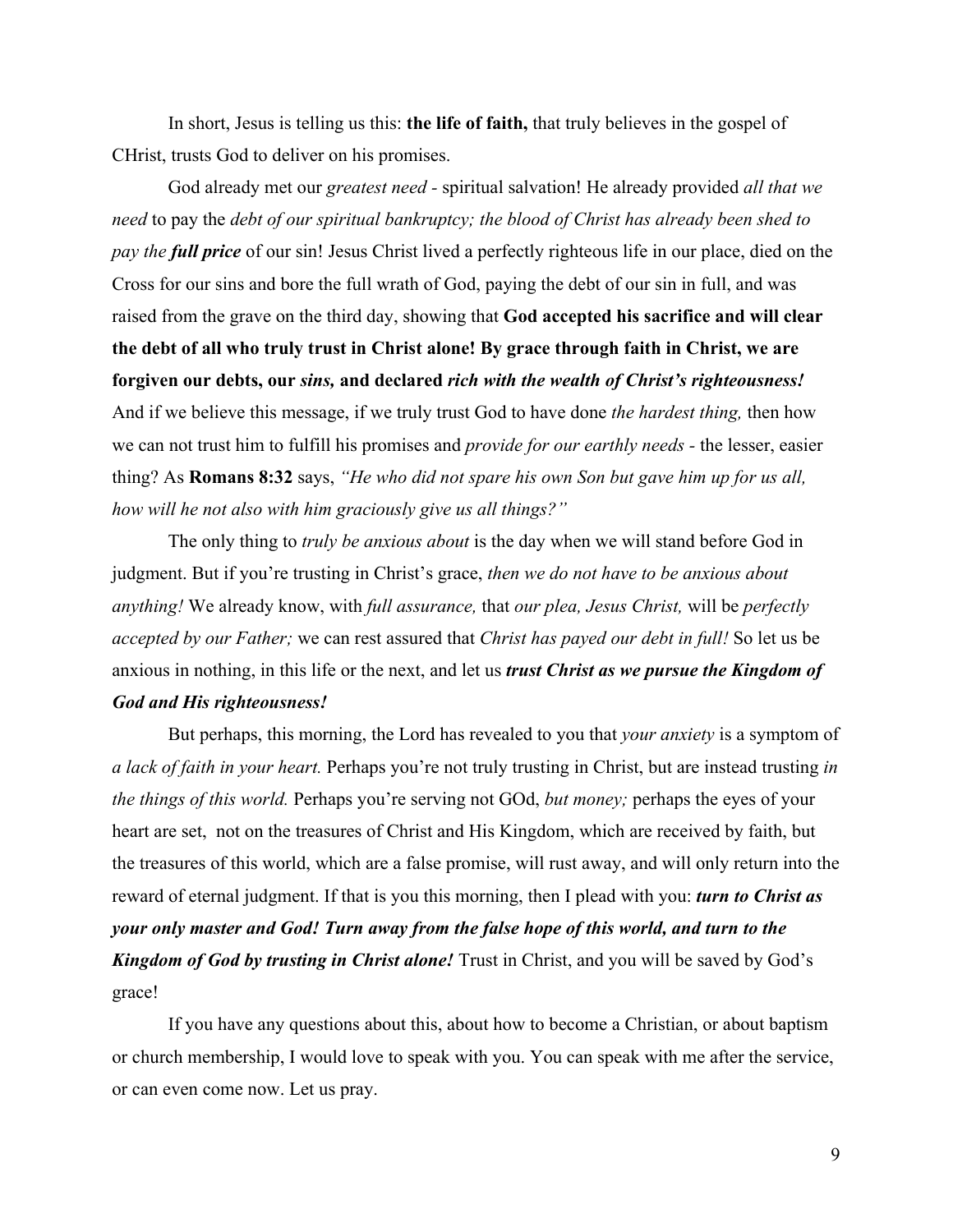In short, Jesus is telling us this: **the life of faith,** that truly believes in the gospel of CHrist, trusts God to deliver on his promises.

God already met our *greatest need* - spiritual salvation! He already provided *all that we need* to pay the *debt of our spiritual bankruptcy; the blood of Christ has already been shed to pay the **full price*** of our sin! Jesus Christ lived a perfectly righteous life in our place, died on the Cross for our sins and bore the full wrath of God, paying the debt of our sin in full, and was raised from the grave on the third day, showing that **God accepted his sacrifice and will clear the debt of all who truly trust in Christ alone! By grace through faith in Christ, we are forgiven our debts, our *sins,* and declared *rich with the wealth of Christ's righteousness!*** And if we believe this message, if we truly trust God to have done *the hardest thing,* then how we can not trust him to fulfill his promises and *provide for our earthly needs* - the lesser, easier thing? As **Romans 8:32** says, *"He who did not spare his own Son but gave him up for us all, how will he not also with him graciously give us all things?"*

The only thing to *truly be anxious about* is the day when we will stand before God in judgment. But if you're trusting in Christ's grace, *then we do not have to be anxious about anything!* We already know, with *full assurance,* that *our plea, Jesus Christ,* will be *perfectly accepted by our Father;* we can rest assured that *Christ has payed our debt in full!* So let us be anxious in nothing, in this life or the next, and let us ***trust Christ as we pursue the Kingdom of God and His righteousness!***

But perhaps, this morning, the Lord has revealed to you that *your anxiety* is a symptom of *a lack of faith in your heart.* Perhaps you're not truly trusting in Christ, but are instead trusting *in the things of this world.* Perhaps you're serving not GOd, *but money;* perhaps the eyes of your heart are set, not on the treasures of Christ and His Kingdom, which are received by faith, but the treasures of this world, which are a false promise, will rust away, and will only return into the reward of eternal judgment. If that is you this morning, then I plead with you: ***turn to Christ as your only master and God! Turn away from the false hope of this world, and turn to the Kingdom of God by trusting in Christ alone!*** Trust in Christ, and you will be saved by God's grace!

If you have any questions about this, about how to become a Christian, or about baptism or church membership, I would love to speak with you. You can speak with me after the service, or can even come now. Let us pray.